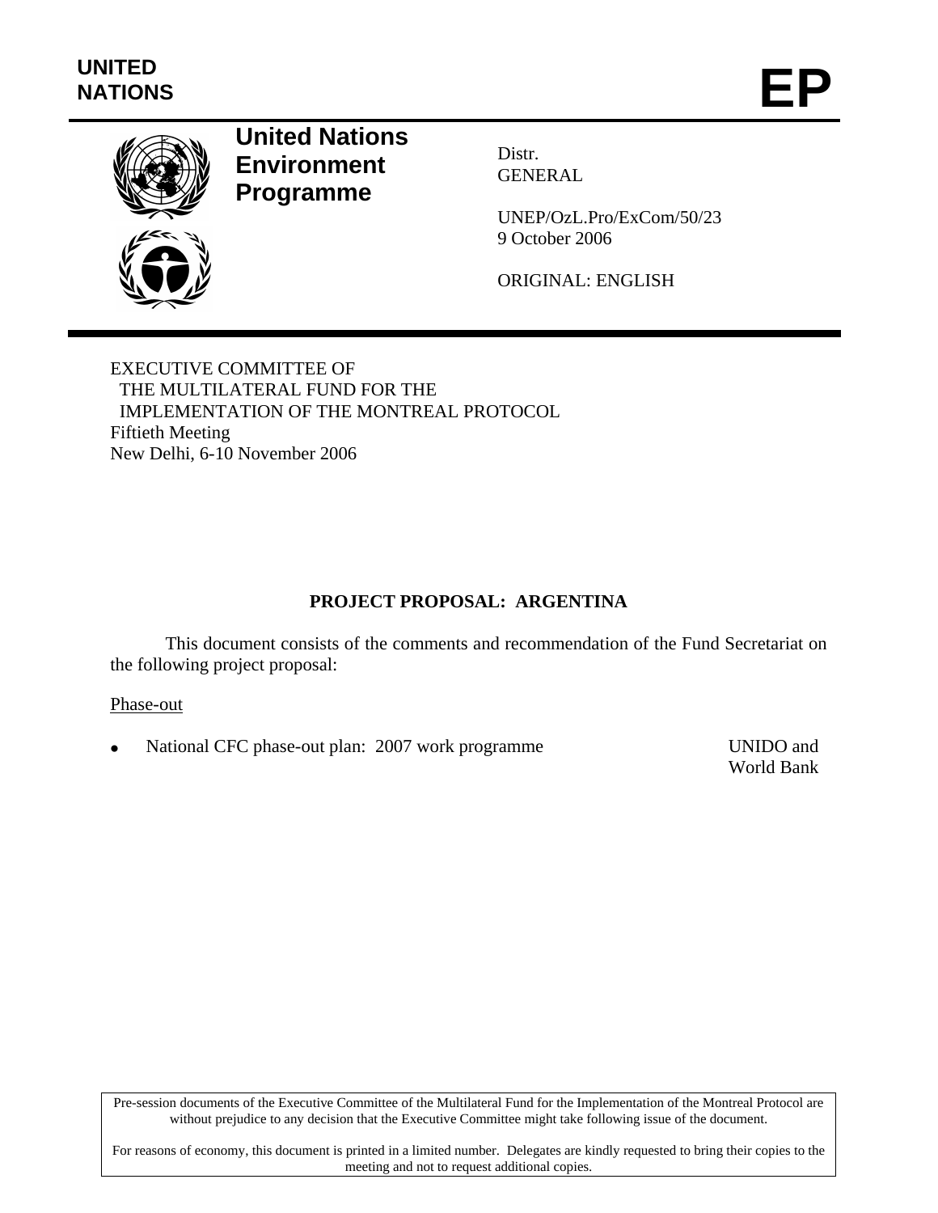UNITED NATIONS

# EP

**United Nations Environment Programme**

Distr.
GENERAL

UNEP/OzL.Pro/ExCom/50/23
9 October 2006

ORIGINAL: ENGLISH

EXECUTIVE COMMITTEE OF
THE MULTILATERAL FUND FOR THE
IMPLEMENTATION OF THE MONTREAL PROTOCOL
Fiftieth Meeting
New Delhi, 6-10 November 2006

## PROJECT PROPOSAL: ARGENTINA

This document consists of the comments and recommendation of the Fund Secretariat on the following project proposal:

Phase-out

- National CFC phase-out plan: 2007 work programme — UNIDO and World Bank

Pre-session documents of the Executive Committee of the Multilateral Fund for the Implementation of the Montreal Protocol are without prejudice to any decision that the Executive Committee might take following issue of the document.

For reasons of economy, this document is printed in a limited number. Delegates are kindly requested to bring their copies to the meeting and not to request additional copies.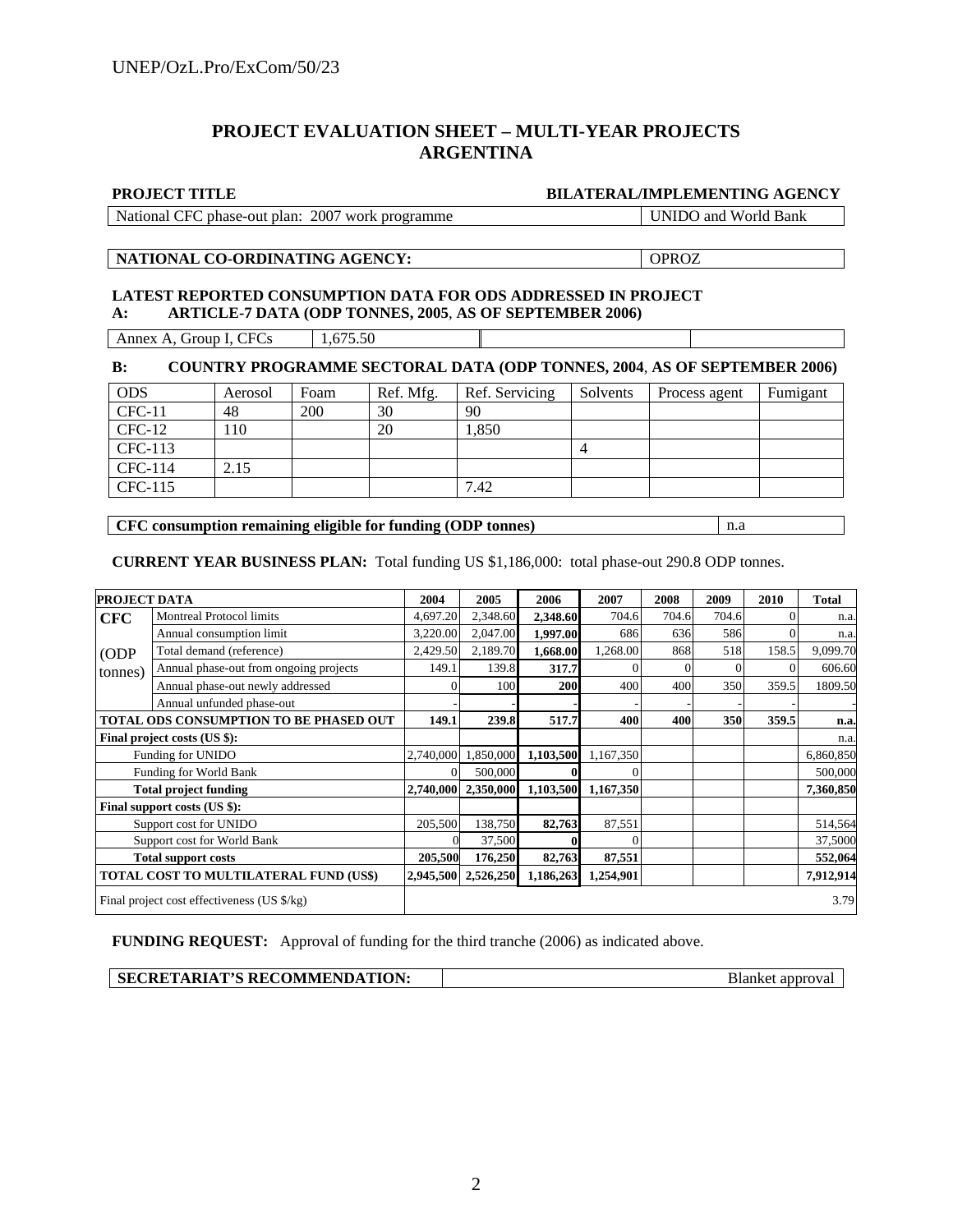# PROJECT EVALUATION SHEET – MULTI-YEAR PROJECTS
# ARGENTINA

| PROJECT TITLE | BILATERAL/IMPLEMENTING AGENCY |
|---|---|
| National CFC phase-out plan: 2007 work programme | UNIDO and World Bank |

| NATIONAL CO-ORDINATING AGENCY: | OPROZ |
|---|---|

**LATEST REPORTED CONSUMPTION DATA FOR ODS ADDRESSED IN PROJECT**

**A: ARTICLE-7 DATA (ODP TONNES, 2005, AS OF SEPTEMBER 2006)**

| Annex A, Group I, CFCs | 1,675.50 | | |
|---|---|---|---|

**B: COUNTRY PROGRAMME SECTORAL DATA (ODP TONNES, 2004, AS OF SEPTEMBER 2006)**

| ODS | Aerosol | Foam | Ref. Mfg. | Ref. Servicing | Solvents | Process agent | Fumigant |
|---|---|---|---|---|---|---|---|
| CFC-11 | 48 | 200 | 30 | 90 | | | |
| CFC-12 | 110 | | 20 | 1,850 | | | |
| CFC-113 | | | | | 4 | | |
| CFC-114 | 2.15 | | | | | | |
| CFC-115 | | | | 7.42 | | | |

| CFC consumption remaining eligible for funding (ODP tonnes) | n.a |
|---|---|

**CURRENT YEAR BUSINESS PLAN:** Total funding US $1,186,000: total phase-out 290.8 ODP tonnes.

| PROJECT DATA | | 2004 | 2005 | 2006 | 2007 | 2008 | 2009 | 2010 | Total |
|---|---|---|---|---|---|---|---|---|---|
| CFC (ODP tonnes) | Montreal Protocol limits | 4,697.20 | 2,348.60 | 2,348.60 | 704.6 | 704.6 | 704.6 | 0 | n.a. |
| | Annual consumption limit | 3,220.00 | 2,047.00 | 1,997.00 | 686 | 636 | 586 | 0 | n.a. |
| | Total demand (reference) | 2,429.50 | 2,189.70 | 1,668.00 | 1,268.00 | 868 | 518 | 158.5 | 9,099.70 |
| | Annual phase-out from ongoing projects | 149.1 | 139.8 | 317.7 | 0 | 0 | 0 | 0 | 606.60 |
| | Annual phase-out newly addressed | 0 | 100 | 200 | 400 | 400 | 350 | 359.5 | 1809.50 |
| | Annual unfunded phase-out | - | - | - | - | - | - | - | - |
| **TOTAL ODS CONSUMPTION TO BE PHASED OUT** | | **149.1** | **239.8** | **517.7** | **400** | **400** | **350** | **359.5** | **n.a.** |
| **Final project costs (US $):** | | | | | | | | | n.a. |
| | Funding for UNIDO | 2,740,000 | 1,850,000 | 1,103,500 | 1,167,350 | | | | 6,860,850 |
| | Funding for World Bank | 0 | 500,000 | 0 | 0 | | | | 500,000 |
| | **Total project funding** | **2,740,000** | **2,350,000** | **1,103,500** | **1,167,350** | | | | **7,360,850** |
| **Final support costs (US $):** | | | | | | | | | |
| | Support cost for UNIDO | 205,500 | 138,750 | 82,763 | 87,551 | | | | 514,564 |
| | Support cost for World Bank | 0 | 37,500 | 0 | 0 | | | | 37,5000 |
| | **Total support costs** | **205,500** | **176,250** | **82,763** | **87,551** | | | | **552,064** |
| **TOTAL COST TO MULTILATERAL FUND (US$)** | | **2,945,500** | **2,526,250** | **1,186,263** | **1,254,901** | | | | **7,912,914** |
| Final project cost effectiveness (US $/kg) | | | | | | | | | 3.79 |

**FUNDING REQUEST:** Approval of funding for the third tranche (2006) as indicated above.

| SECRETARIAT'S RECOMMENDATION: | Blanket approval |
|---|---|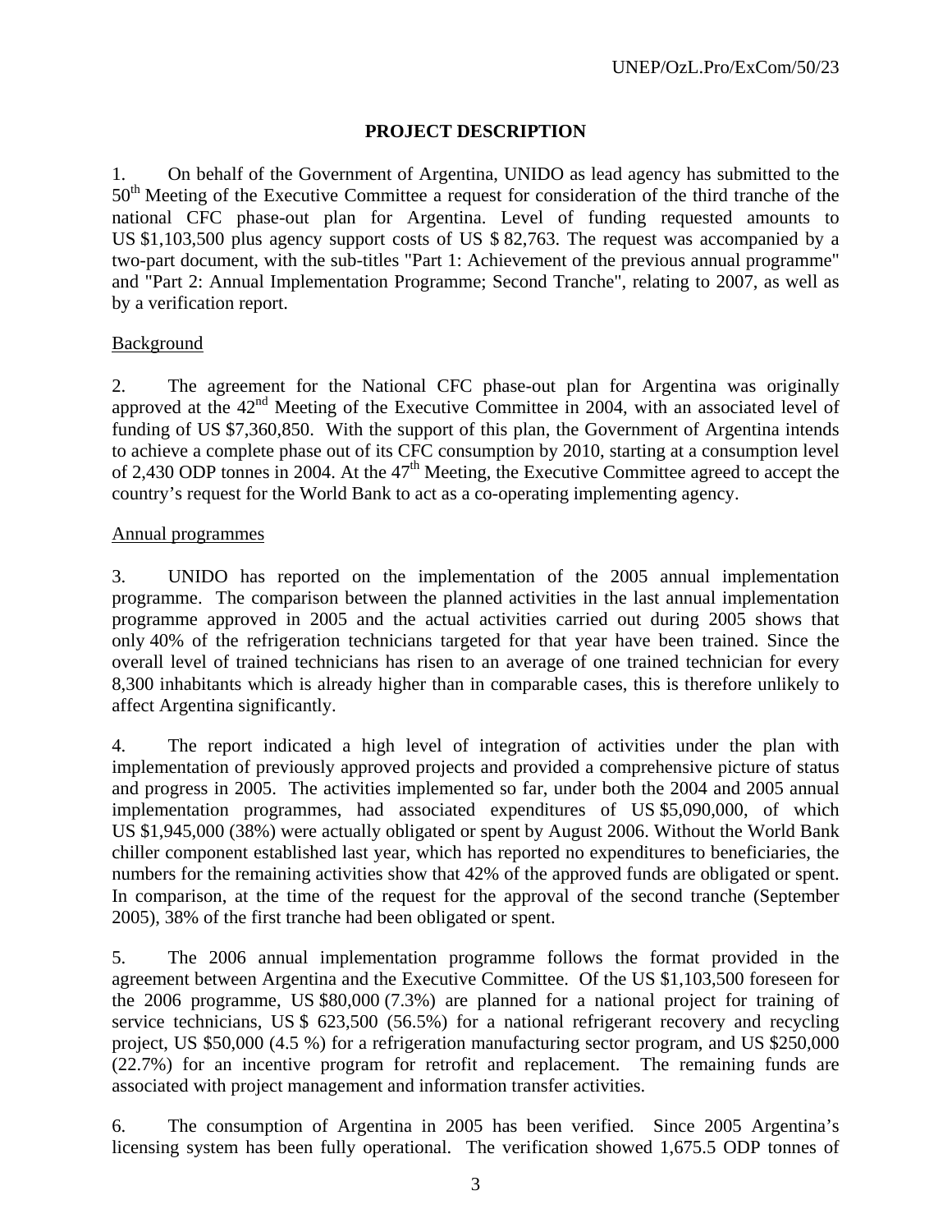# PROJECT DESCRIPTION

1. On behalf of the Government of Argentina, UNIDO as lead agency has submitted to the 50th Meeting of the Executive Committee a request for consideration of the third tranche of the national CFC phase-out plan for Argentina. Level of funding requested amounts to US $1,103,500 plus agency support costs of US $ 82,763. The request was accompanied by a two-part document, with the sub-titles "Part 1: Achievement of the previous annual programme" and "Part 2: Annual Implementation Programme; Second Tranche", relating to 2007, as well as by a verification report.

Background

2. The agreement for the National CFC phase-out plan for Argentina was originally approved at the 42nd Meeting of the Executive Committee in 2004, with an associated level of funding of US $7,360,850. With the support of this plan, the Government of Argentina intends to achieve a complete phase out of its CFC consumption by 2010, starting at a consumption level of 2,430 ODP tonnes in 2004. At the 47th Meeting, the Executive Committee agreed to accept the country's request for the World Bank to act as a co-operating implementing agency.

Annual programmes

3. UNIDO has reported on the implementation of the 2005 annual implementation programme. The comparison between the planned activities in the last annual implementation programme approved in 2005 and the actual activities carried out during 2005 shows that only 40% of the refrigeration technicians targeted for that year have been trained. Since the overall level of trained technicians has risen to an average of one trained technician for every 8,300 inhabitants which is already higher than in comparable cases, this is therefore unlikely to affect Argentina significantly.

4. The report indicated a high level of integration of activities under the plan with implementation of previously approved projects and provided a comprehensive picture of status and progress in 2005. The activities implemented so far, under both the 2004 and 2005 annual implementation programmes, had associated expenditures of US $5,090,000, of which US $1,945,000 (38%) were actually obligated or spent by August 2006. Without the World Bank chiller component established last year, which has reported no expenditures to beneficiaries, the numbers for the remaining activities show that 42% of the approved funds are obligated or spent. In comparison, at the time of the request for the approval of the second tranche (September 2005), 38% of the first tranche had been obligated or spent.

5. The 2006 annual implementation programme follows the format provided in the agreement between Argentina and the Executive Committee. Of the US $1,103,500 foreseen for the 2006 programme, US $80,000 (7.3%) are planned for a national project for training of service technicians, US $ 623,500 (56.5%) for a national refrigerant recovery and recycling project, US $50,000 (4.5 %) for a refrigeration manufacturing sector program, and US $250,000 (22.7%) for an incentive program for retrofit and replacement. The remaining funds are associated with project management and information transfer activities.

6. The consumption of Argentina in 2005 has been verified. Since 2005 Argentina's licensing system has been fully operational. The verification showed 1,675.5 ODP tonnes of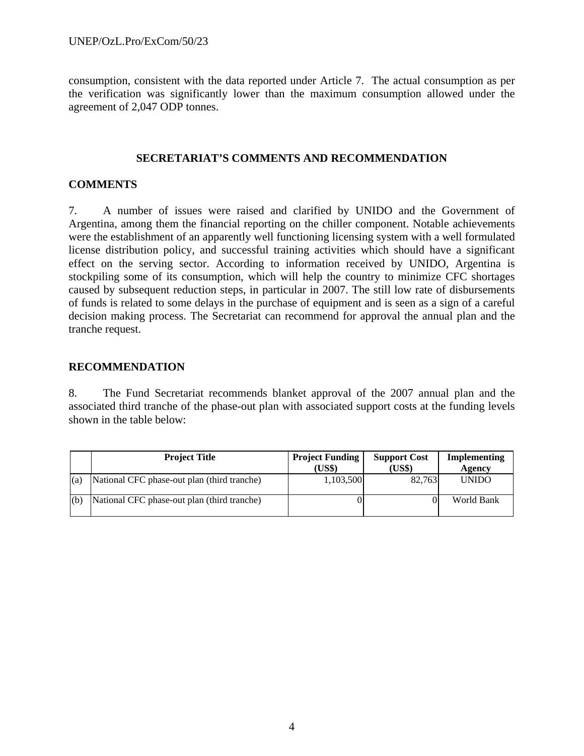consumption, consistent with the data reported under Article 7. The actual consumption as per the verification was significantly lower than the maximum consumption allowed under the agreement of 2,047 ODP tonnes.

## SECRETARIAT'S COMMENTS AND RECOMMENDATION

### COMMENTS

7. A number of issues were raised and clarified by UNIDO and the Government of Argentina, among them the financial reporting on the chiller component. Notable achievements were the establishment of an apparently well functioning licensing system with a well formulated license distribution policy, and successful training activities which should have a significant effect on the serving sector. According to information received by UNIDO, Argentina is stockpiling some of its consumption, which will help the country to minimize CFC shortages caused by subsequent reduction steps, in particular in 2007. The still low rate of disbursements of funds is related to some delays in the purchase of equipment and is seen as a sign of a careful decision making process. The Secretariat can recommend for approval the annual plan and the tranche request.

### RECOMMENDATION

8. The Fund Secretariat recommends blanket approval of the 2007 annual plan and the associated third tranche of the phase-out plan with associated support costs at the funding levels shown in the table below:

| | Project Title | Project Funding (US$) | Support Cost (US$) | Implementing Agency |
|---|---|---|---|---|
| (a) | National CFC phase-out plan (third tranche) | 1,103,500 | 82,763 | UNIDO |
| (b) | National CFC phase-out plan (third tranche) | 0 | 0 | World Bank |